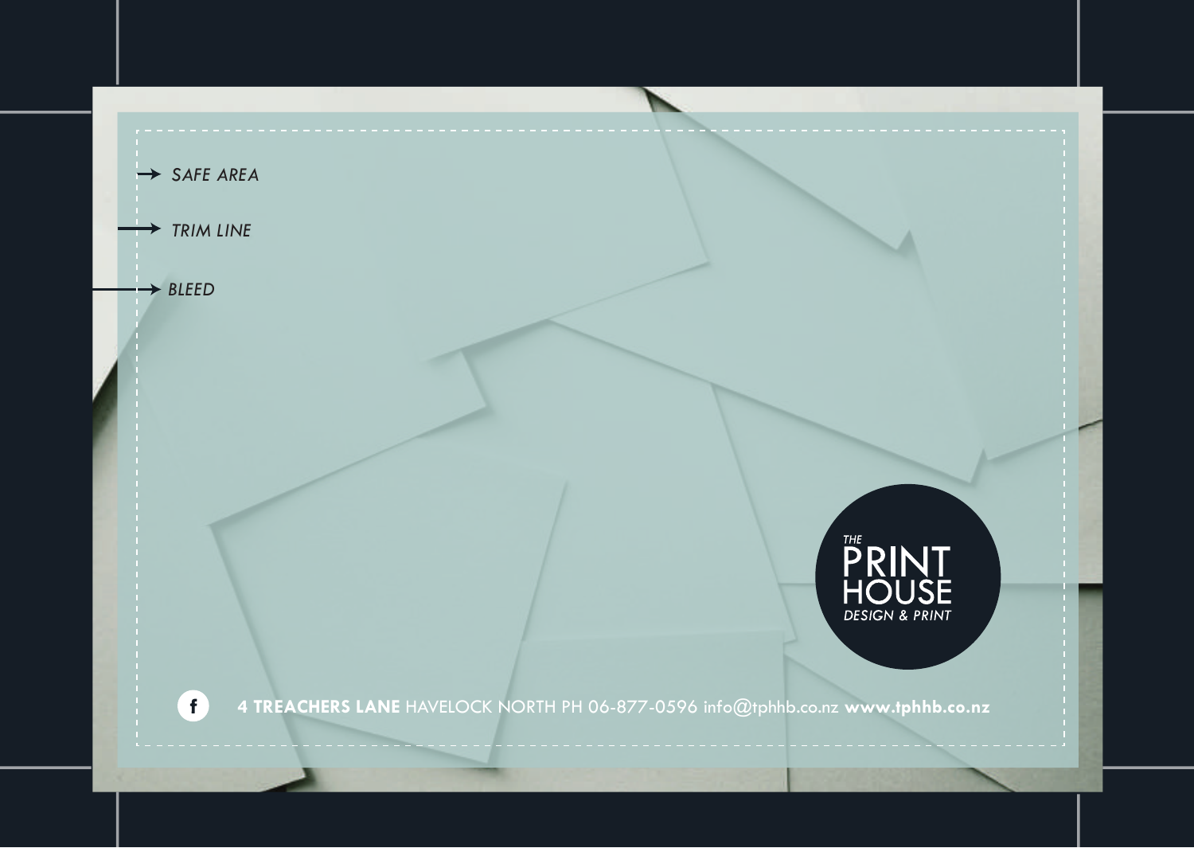→ *SAFE AREA*

→ *TRIM LINE*

→ *BLEED*

*THE*
PRINT
HOUSE
*DESIGN & PRINT*

**4 TREACHERS LANE** HAVELOCK NORTH PH 06-877-0596 info@tphhb.co.nz **www.tphhb.co.nz**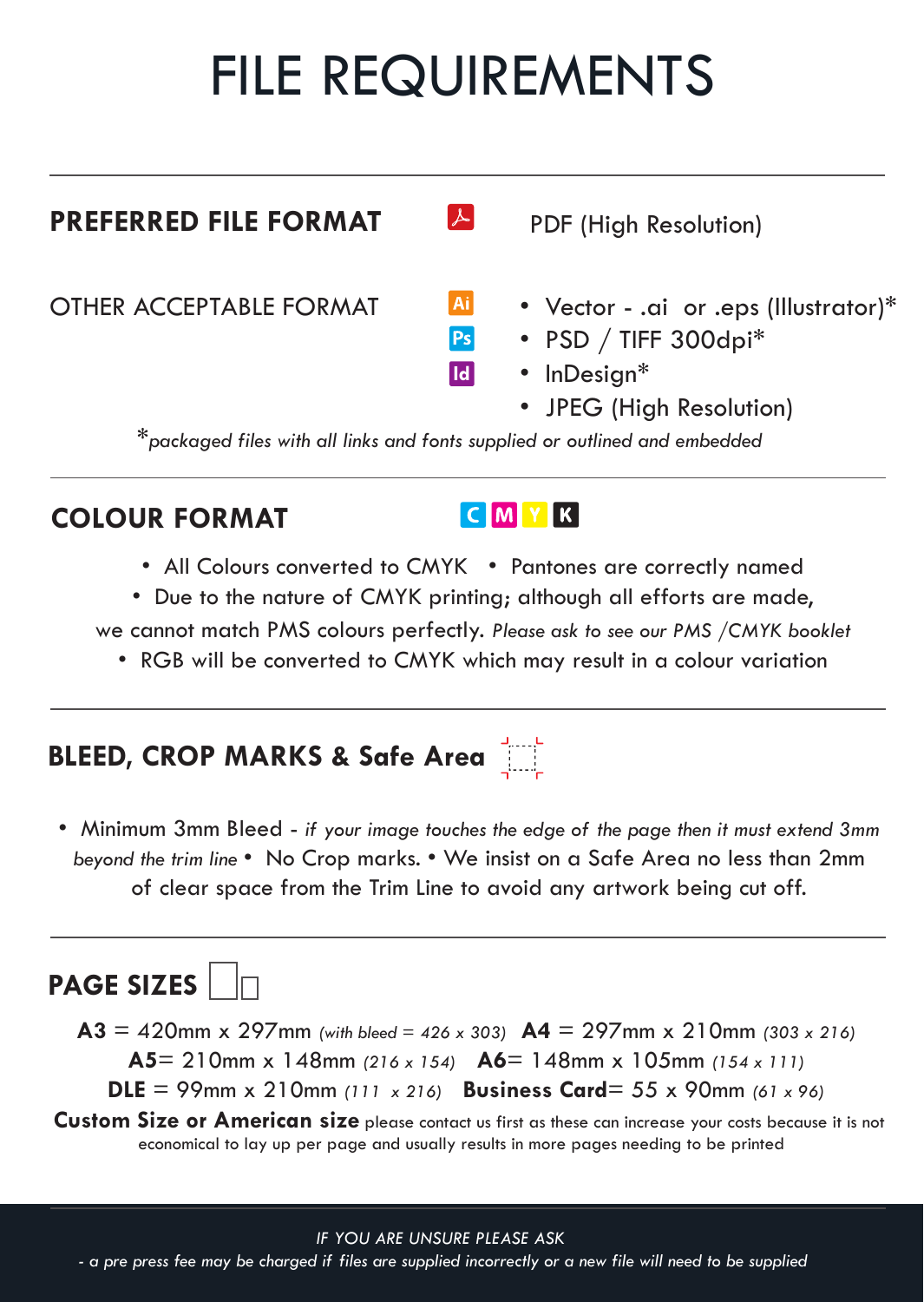# FILE REQUIREMENTS

## PREFERRED FILE FORMAT

PDF (High Resolution)

## OTHER ACCEPTABLE FORMAT

- Vector - .ai or .eps (Illustrator)*
- PSD / TIFF 300dpi*
- InDesign*
- JPEG (High Resolution)

**packaged files with all links and fonts supplied or outlined and embedded*

## COLOUR FORMAT

C M Y K

- All Colours converted to CMYK
- Pantones are correctly named
- Due to the nature of CMYK printing; although all efforts are made, we cannot match PMS colours perfectly. *Please ask to see our PMS /CMYK booklet*
- RGB will be converted to CMYK which may result in a colour variation

## BLEED, CROP MARKS & Safe Area

- Minimum 3mm Bleed - *if your image touches the edge of the page then it must extend 3mm beyond the trim line*
- No Crop marks.
- We insist on a Safe Area no less than 2mm of clear space from the Trim Line to avoid any artwork being cut off.

## PAGE SIZES

**A3** = 420mm x 297mm *(with bleed = 426 x 303)* **A4** = 297mm x 210mm *(303 x 216)*

**A5**= 210mm x 148mm *(216 x 154)* **A6**= 148mm x 105mm *(154 x 111)*

**DLE** = 99mm x 210mm *(111 x 216)* **Business Card**= 55 x 90mm *(61 x 96)*

**Custom Size or American size** please contact us first as these can increase your costs because it is not economical to lay up per page and usually results in more pages needing to be printed

*IF YOU ARE UNSURE PLEASE ASK*

*- a pre press fee may be charged if files are supplied incorrectly or a new file will need to be supplied*